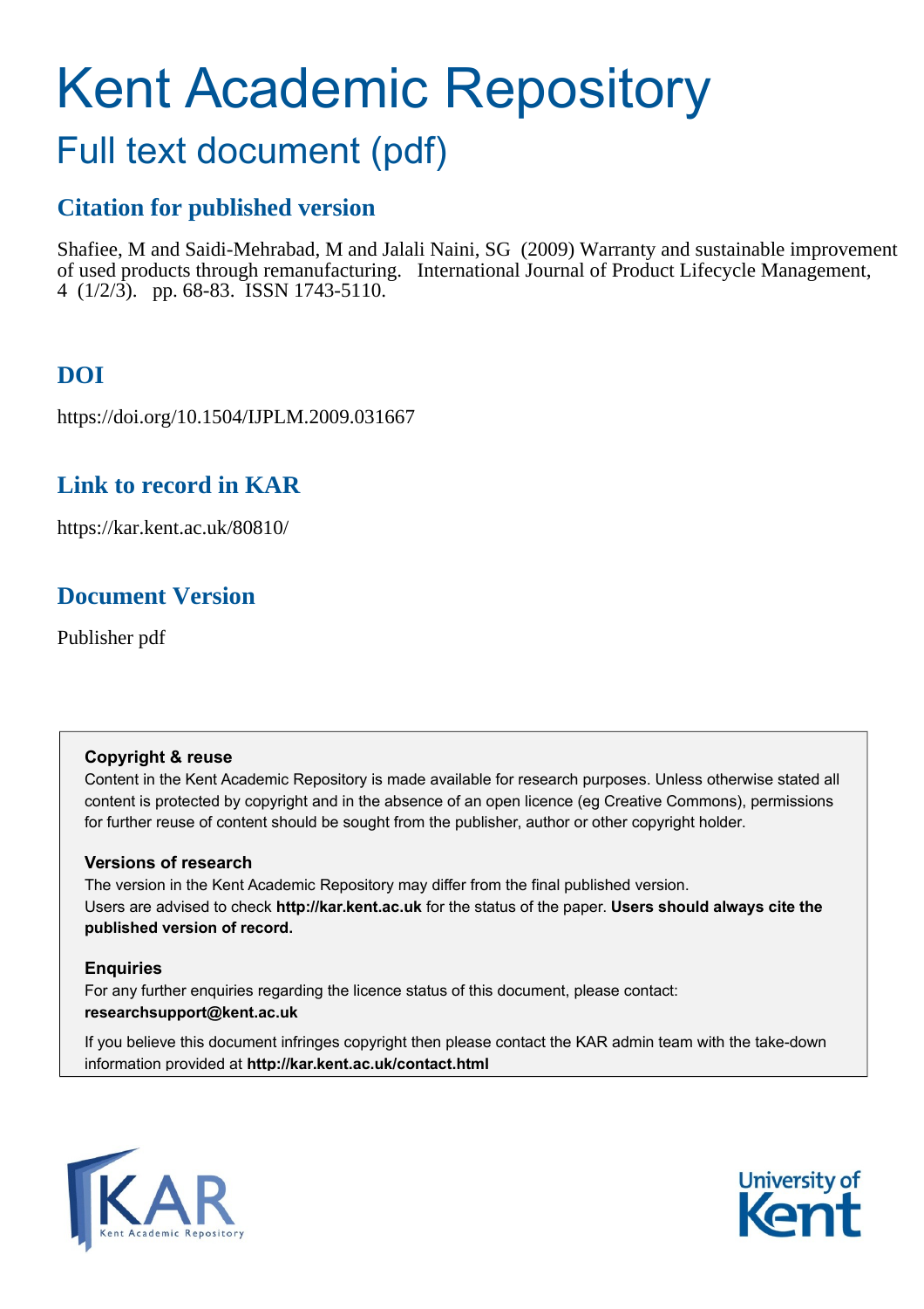# Kent Academic Repository

## Full text document (pdf)

### Citation for published version

Shafiee, M and Saidi-Mehrabad, M and Jalali Naini, SG (2009) Warranty and sustainable improvement of used products through remanufacturing. International Journal of Product Lifecycle Management, 4 (1/2/3). pp. 68-83. ISSN 1743-5110.

### DOI

https://doi.org/10.1504/IJPLM.2009.031667

### Link to record in KAR

https://kar.kent.ac.uk/80810/

### Document Version

Publisher pdf

**Copyright & reuse**

Content in the Kent Academic Repository is made available for research purposes. Unless otherwise stated all content is protected by copyright and in the absence of an open licence (eg Creative Commons), permissions for further reuse of content should be sought from the publisher, author or other copyright holder.

**Versions of research**

The version in the Kent Academic Repository may differ from the final published version. Users are advised to check **http://kar.kent.ac.uk** for the status of the paper. **Users should always cite the published version of record.**

**Enquiries**

For any further enquiries regarding the licence status of this document, please contact: **researchsupport@kent.ac.uk**

If you believe this document infringes copyright then please contact the KAR admin team with the take-down information provided at **http://kar.kent.ac.uk/contact.html**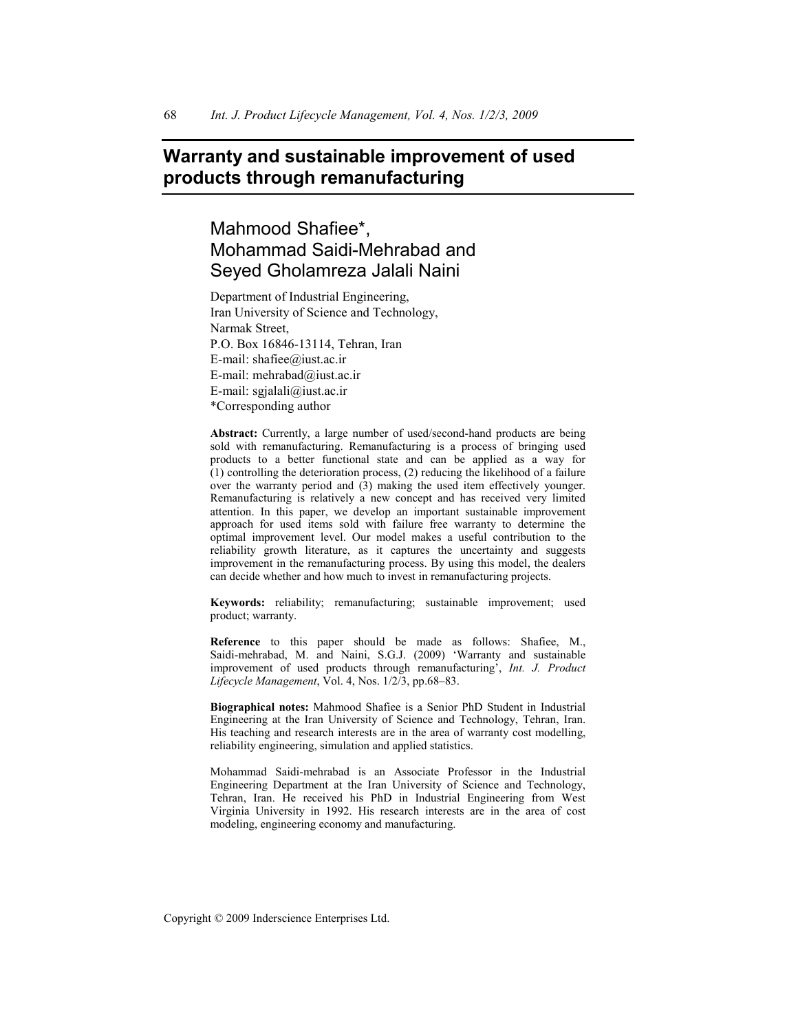# Warranty and sustainable improvement of used products through remanufacturing

## Mahmood Shafiee*, Mohammad Saidi-Mehrabad and Seyed Gholamreza Jalali Naini

Department of Industrial Engineering,
Iran University of Science and Technology,
Narmak Street,
P.O. Box 16846-13114, Tehran, Iran
E-mail: shafiee@iust.ac.ir
E-mail: mehrabad@iust.ac.ir
E-mail: sgjalali@iust.ac.ir
*Corresponding author

**Abstract:** Currently, a large number of used/second-hand products are being sold with remanufacturing. Remanufacturing is a process of bringing used products to a better functional state and can be applied as a way for (1) controlling the deterioration process, (2) reducing the likelihood of a failure over the warranty period and (3) making the used item effectively younger. Remanufacturing is relatively a new concept and has received very limited attention. In this paper, we develop an important sustainable improvement approach for used items sold with failure free warranty to determine the optimal improvement level. Our model makes a useful contribution to the reliability growth literature, as it captures the uncertainty and suggests improvement in the remanufacturing process. By using this model, the dealers can decide whether and how much to invest in remanufacturing projects.

**Keywords:** reliability; remanufacturing; sustainable improvement; used product; warranty.

**Reference** to this paper should be made as follows: Shafiee, M., Saidi-mehrabad, M. and Naini, S.G.J. (2009) 'Warranty and sustainable improvement of used products through remanufacturing', *Int. J. Product Lifecycle Management*, Vol. 4, Nos. 1/2/3, pp.68–83.

**Biographical notes:** Mahmood Shafiee is a Senior PhD Student in Industrial Engineering at the Iran University of Science and Technology, Tehran, Iran. His teaching and research interests are in the area of warranty cost modelling, reliability engineering, simulation and applied statistics.

Mohammad Saidi-mehrabad is an Associate Professor in the Industrial Engineering Department at the Iran University of Science and Technology, Tehran, Iran. He received his PhD in Industrial Engineering from West Virginia University in 1992. His research interests are in the area of cost modeling, engineering economy and manufacturing.

Copyright © 2009 Inderscience Enterprises Ltd.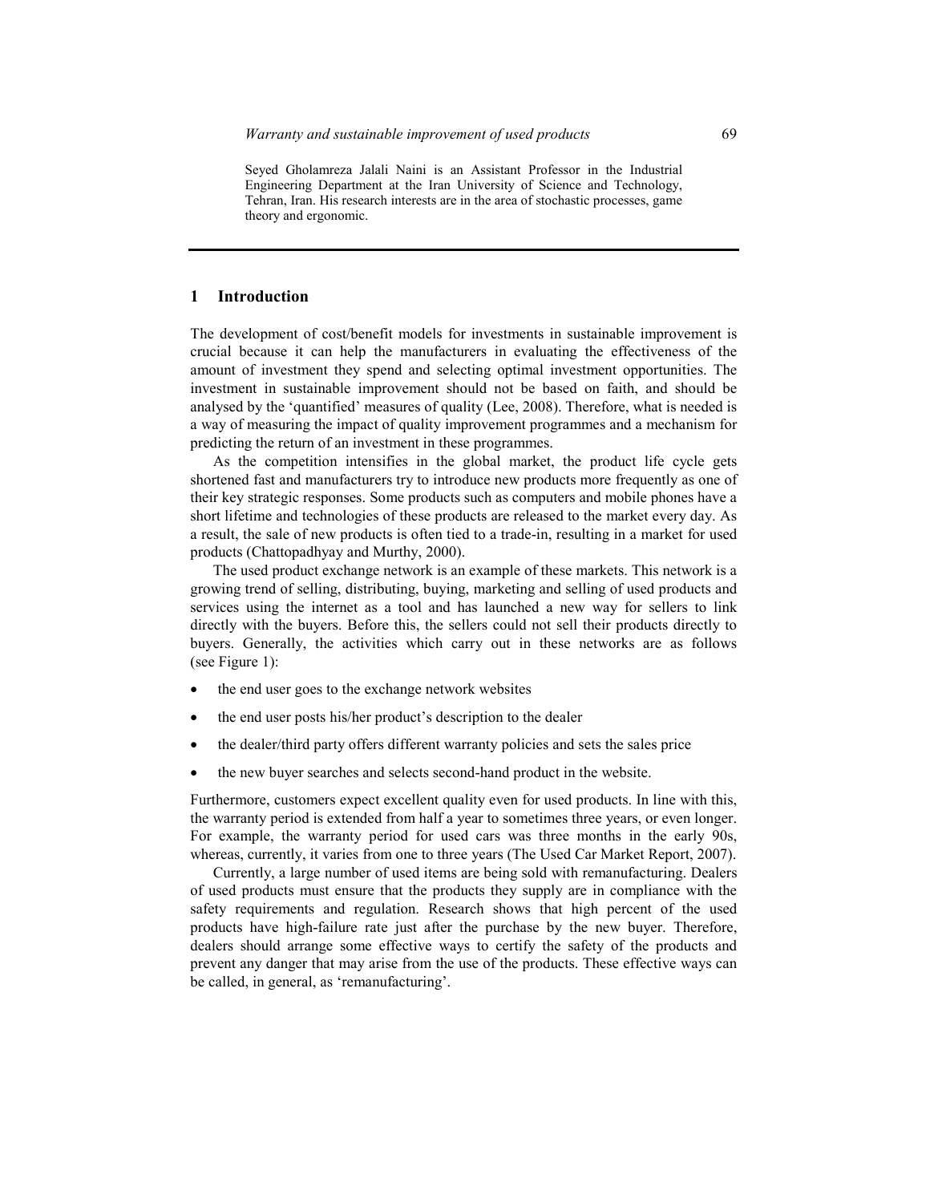Seyed Gholamreza Jalali Naini is an Assistant Professor in the Industrial Engineering Department at the Iran University of Science and Technology, Tehran, Iran. His research interests are in the area of stochastic processes, game theory and ergonomic.

## 1 Introduction

The development of cost/benefit models for investments in sustainable improvement is crucial because it can help the manufacturers in evaluating the effectiveness of the amount of investment they spend and selecting optimal investment opportunities. The investment in sustainable improvement should not be based on faith, and should be analysed by the 'quantified' measures of quality (Lee, 2008). Therefore, what is needed is a way of measuring the impact of quality improvement programmes and a mechanism for predicting the return of an investment in these programmes.

As the competition intensifies in the global market, the product life cycle gets shortened fast and manufacturers try to introduce new products more frequently as one of their key strategic responses. Some products such as computers and mobile phones have a short lifetime and technologies of these products are released to the market every day. As a result, the sale of new products is often tied to a trade-in, resulting in a market for used products (Chattopadhyay and Murthy, 2000).

The used product exchange network is an example of these markets. This network is a growing trend of selling, distributing, buying, marketing and selling of used products and services using the internet as a tool and has launched a new way for sellers to link directly with the buyers. Before this, the sellers could not sell their products directly to buyers. Generally, the activities which carry out in these networks are as follows (see Figure 1):

- the end user goes to the exchange network websites
- the end user posts his/her product's description to the dealer
- the dealer/third party offers different warranty policies and sets the sales price
- the new buyer searches and selects second-hand product in the website.

Furthermore, customers expect excellent quality even for used products. In line with this, the warranty period is extended from half a year to sometimes three years, or even longer. For example, the warranty period for used cars was three months in the early 90s, whereas, currently, it varies from one to three years (The Used Car Market Report, 2007).

Currently, a large number of used items are being sold with remanufacturing. Dealers of used products must ensure that the products they supply are in compliance with the safety requirements and regulation. Research shows that high percent of the used products have high-failure rate just after the purchase by the new buyer. Therefore, dealers should arrange some effective ways to certify the safety of the products and prevent any danger that may arise from the use of the products. These effective ways can be called, in general, as 'remanufacturing'.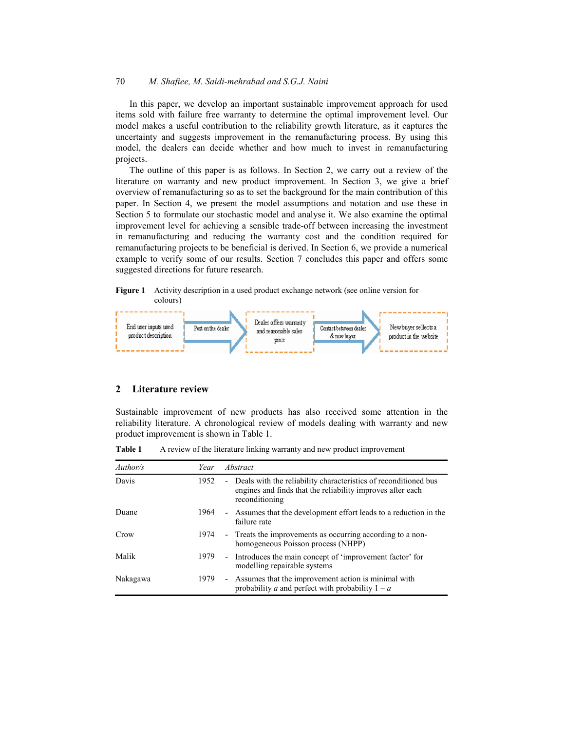In this paper, we develop an important sustainable improvement approach for used items sold with failure free warranty to determine the optimal improvement level. Our model makes a useful contribution to the reliability growth literature, as it captures the uncertainty and suggests improvement in the remanufacturing process. By using this model, the dealers can decide whether and how much to invest in remanufacturing projects.

The outline of this paper is as follows. In Section 2, we carry out a review of the literature on warranty and new product improvement. In Section 3, we give a brief overview of remanufacturing so as to set the background for the main contribution of this paper. In Section 4, we present the model assumptions and notation and use these in Section 5 to formulate our stochastic model and analyse it. We also examine the optimal improvement level for achieving a sensible trade-off between increasing the investment in remanufacturing and reducing the warranty cost and the condition required for remanufacturing projects to be beneficial is derived. In Section 6, we provide a numerical example to verify some of our results. Section 7 concludes this paper and offers some suggested directions for future research.

**Figure 1** Activity description in a used product exchange network (see online version for colours)

End user inputs used product description → Post on the dealer → Dealer offers warranty and reasonable sales price → Contact between dealer & new buyer → New buyer selects a product in the website

## 2 Literature review

Sustainable improvement of new products has also received some attention in the reliability literature. A chronological review of models dealing with warranty and new product improvement is shown in Table 1.

**Table 1** A review of the literature linking warranty and new product improvement

| *Author/s* | *Year* | *Abstract* |
|---|---|---|
| Davis | 1952 | - Deals with the reliability characteristics of reconditioned bus engines and finds that the reliability improves after each reconditioning |
| Duane | 1964 | - Assumes that the development effort leads to a reduction in the failure rate |
| Crow | 1974 | - Treats the improvements as occurring according to a non-homogeneous Poisson process (NHPP) |
| Malik | 1979 | - Introduces the main concept of 'improvement factor' for modelling repairable systems |
| Nakagawa | 1979 | - Assumes that the improvement action is minimal with probability $a$ and perfect with probability $1 - a$ |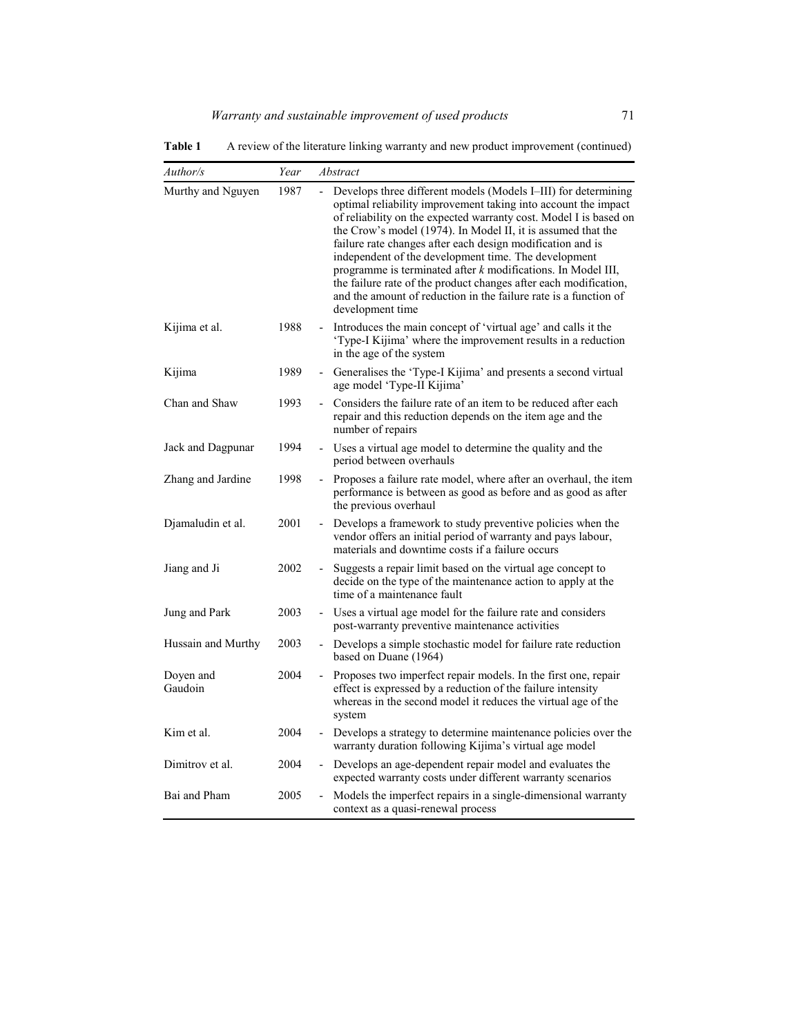**Table 1** A review of the literature linking warranty and new product improvement (continued)

| *Author/s* | *Year* | *Abstract* |
|---|---|---|
| Murthy and Nguyen | 1987 | - Develops three different models (Models I–III) for determining optimal reliability improvement taking into account the impact of reliability on the expected warranty cost. Model I is based on the Crow's model (1974). In Model II, it is assumed that the failure rate changes after each design modification and is independent of the development time. The development programme is terminated after *k* modifications. In Model III, the failure rate of the product changes after each modification, and the amount of reduction in the failure rate is a function of development time |
| Kijima et al. | 1988 | - Introduces the main concept of 'virtual age' and calls it the 'Type-I Kijima' where the improvement results in a reduction in the age of the system |
| Kijima | 1989 | - Generalises the 'Type-I Kijima' and presents a second virtual age model 'Type-II Kijima' |
| Chan and Shaw | 1993 | - Considers the failure rate of an item to be reduced after each repair and this reduction depends on the item age and the number of repairs |
| Jack and Dagpunar | 1994 | - Uses a virtual age model to determine the quality and the period between overhauls |
| Zhang and Jardine | 1998 | - Proposes a failure rate model, where after an overhaul, the item performance is between as good as before and as good as after the previous overhaul |
| Djamaludin et al. | 2001 | - Develops a framework to study preventive policies when the vendor offers an initial period of warranty and pays labour, materials and downtime costs if a failure occurs |
| Jiang and Ji | 2002 | - Suggests a repair limit based on the virtual age concept to decide on the type of the maintenance action to apply at the time of a maintenance fault |
| Jung and Park | 2003 | - Uses a virtual age model for the failure rate and considers post-warranty preventive maintenance activities |
| Hussain and Murthy | 2003 | - Develops a simple stochastic model for failure rate reduction based on Duane (1964) |
| Doyen and Gaudoin | 2004 | - Proposes two imperfect repair models. In the first one, repair effect is expressed by a reduction of the failure intensity whereas in the second model it reduces the virtual age of the system |
| Kim et al. | 2004 | - Develops a strategy to determine maintenance policies over the warranty duration following Kijima's virtual age model |
| Dimitrov et al. | 2004 | - Develops an age-dependent repair model and evaluates the expected warranty costs under different warranty scenarios |
| Bai and Pham | 2005 | - Models the imperfect repairs in a single-dimensional warranty context as a quasi-renewal process |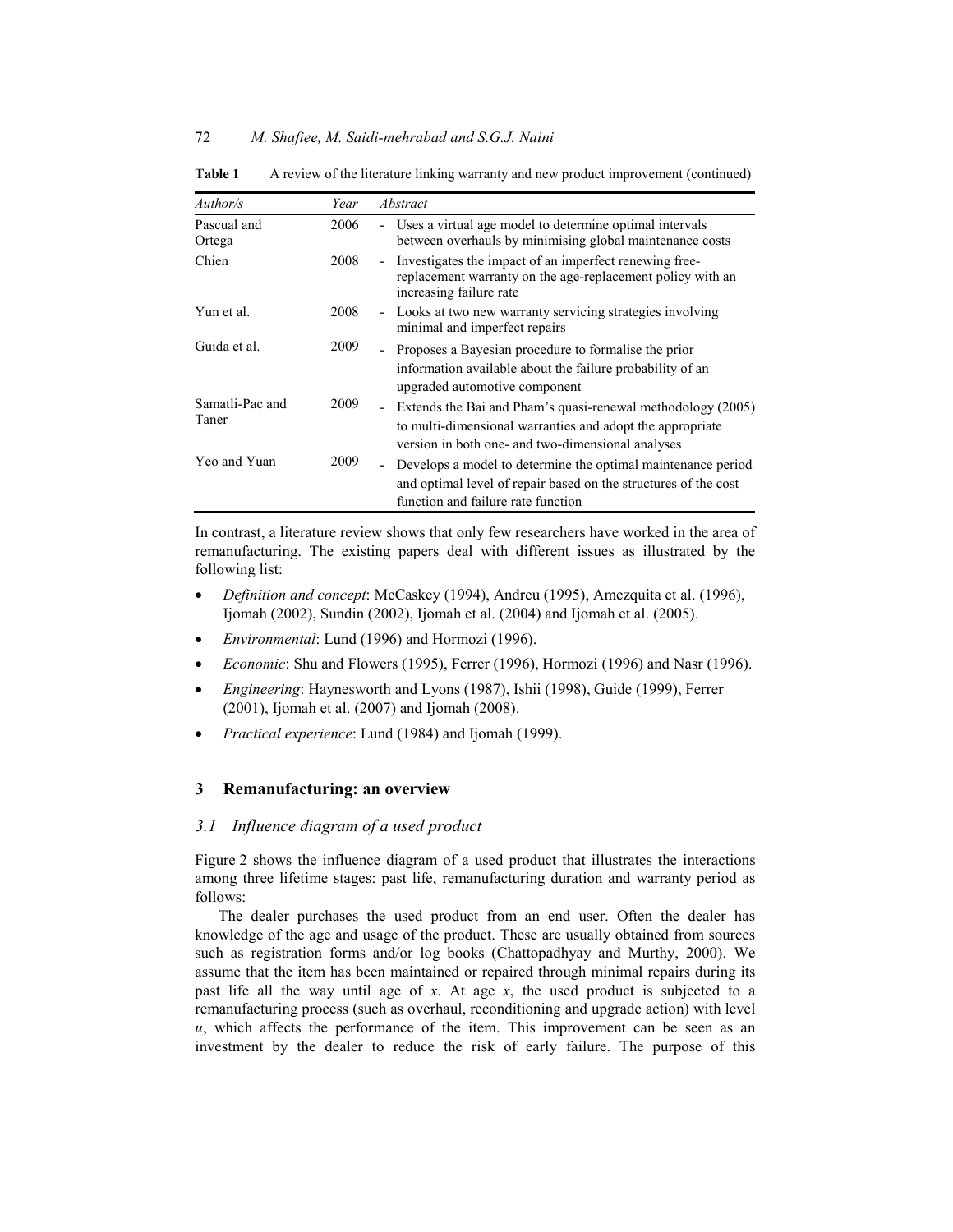**Table 1** A review of the literature linking warranty and new product improvement (continued)

| *Author/s* | *Year* | *Abstract* |
|---|---|---|
| Pascual and Ortega | 2006 | - Uses a virtual age model to determine optimal intervals between overhauls by minimising global maintenance costs |
| Chien | 2008 | - Investigates the impact of an imperfect renewing free-replacement warranty on the age-replacement policy with an increasing failure rate |
| Yun et al. | 2008 | - Looks at two new warranty servicing strategies involving minimal and imperfect repairs |
| Guida et al. | 2009 | - Proposes a Bayesian procedure to formalise the prior information available about the failure probability of an upgraded automotive component |
| Samatli-Pac and Taner | 2009 | - Extends the Bai and Pham's quasi-renewal methodology (2005) to multi-dimensional warranties and adopt the appropriate version in both one- and two-dimensional analyses |
| Yeo and Yuan | 2009 | - Develops a model to determine the optimal maintenance period and optimal level of repair based on the structures of the cost function and failure rate function |

In contrast, a literature review shows that only few researchers have worked in the area of remanufacturing. The existing papers deal with different issues as illustrated by the following list:

- *Definition and concept*: McCaskey (1994), Andreu (1995), Amezquita et al. (1996), Ijomah (2002), Sundin (2002), Ijomah et al. (2004) and Ijomah et al. (2005).
- *Environmental*: Lund (1996) and Hormozi (1996).
- *Economic*: Shu and Flowers (1995), Ferrer (1996), Hormozi (1996) and Nasr (1996).
- *Engineering*: Haynesworth and Lyons (1987), Ishii (1998), Guide (1999), Ferrer (2001), Ijomah et al. (2007) and Ijomah (2008).
- *Practical experience*: Lund (1984) and Ijomah (1999).

## 3 Remanufacturing: an overview

### *3.1 Influence diagram of a used product*

Figure 2 shows the influence diagram of a used product that illustrates the interactions among three lifetime stages: past life, remanufacturing duration and warranty period as follows:

The dealer purchases the used product from an end user. Often the dealer has knowledge of the age and usage of the product. These are usually obtained from sources such as registration forms and/or log books (Chattopadhyay and Murthy, 2000). We assume that the item has been maintained or repaired through minimal repairs during its past life all the way until age of $x$. At age $x$, the used product is subjected to a remanufacturing process (such as overhaul, reconditioning and upgrade action) with level $u$, which affects the performance of the item. This improvement can be seen as an investment by the dealer to reduce the risk of early failure. The purpose of this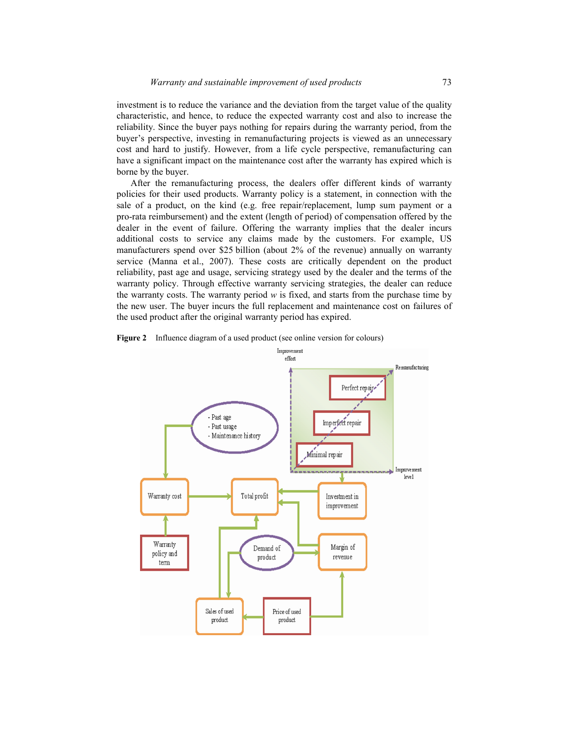investment is to reduce the variance and the deviation from the target value of the quality characteristic, and hence, to reduce the expected warranty cost and also to increase the reliability. Since the buyer pays nothing for repairs during the warranty period, from the buyer's perspective, investing in remanufacturing projects is viewed as an unnecessary cost and hard to justify. However, from a life cycle perspective, remanufacturing can have a significant impact on the maintenance cost after the warranty has expired which is borne by the buyer.

After the remanufacturing process, the dealers offer different kinds of warranty policies for their used products. Warranty policy is a statement, in connection with the sale of a product, on the kind (e.g. free repair/replacement, lump sum payment or a pro-rata reimbursement) and the extent (length of period) of compensation offered by the dealer in the event of failure. Offering the warranty implies that the dealer incurs additional costs to service any claims made by the customers. For example, US manufacturers spend over $25 billion (about 2% of the revenue) annually on warranty service (Manna et al., 2007). These costs are critically dependent on the product reliability, past age and usage, servicing strategy used by the dealer and the terms of the warranty policy. Through effective warranty servicing strategies, the dealer can reduce the warranty costs. The warranty period $w$ is fixed, and starts from the purchase time by the new user. The buyer incurs the full replacement and maintenance cost on failures of the used product after the original warranty period has expired.

**Figure 2** Influence diagram of a used product (see online version for colours)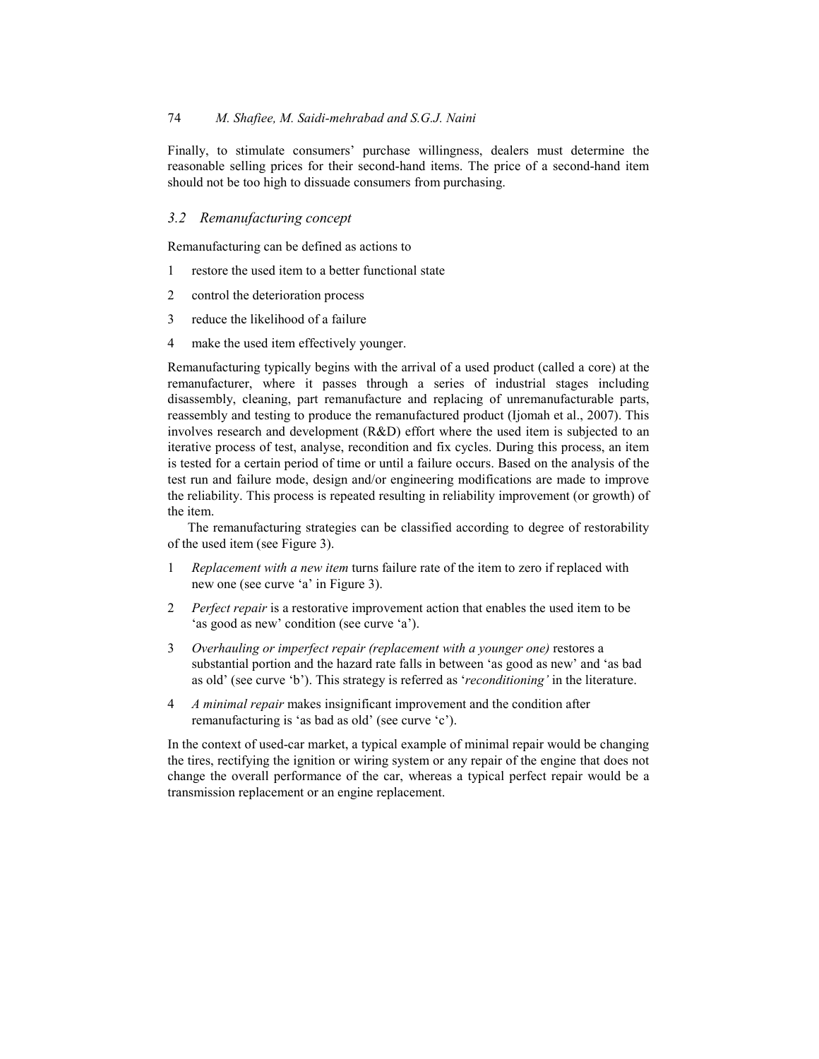Finally, to stimulate consumers' purchase willingness, dealers must determine the reasonable selling prices for their second-hand items. The price of a second-hand item should not be too high to dissuade consumers from purchasing.

### *3.2 Remanufacturing concept*

Remanufacturing can be defined as actions to

1. restore the used item to a better functional state
2. control the deterioration process
3. reduce the likelihood of a failure
4. make the used item effectively younger.

Remanufacturing typically begins with the arrival of a used product (called a core) at the remanufacturer, where it passes through a series of industrial stages including disassembly, cleaning, part remanufacture and replacing of unremanufacturable parts, reassembly and testing to produce the remanufactured product (Ijomah et al., 2007). This involves research and development (R&D) effort where the used item is subjected to an iterative process of test, analyse, recondition and fix cycles. During this process, an item is tested for a certain period of time or until a failure occurs. Based on the analysis of the test run and failure mode, design and/or engineering modifications are made to improve the reliability. This process is repeated resulting in reliability improvement (or growth) of the item.

The remanufacturing strategies can be classified according to degree of restorability of the used item (see Figure 3).

1. *Replacement with a new item* turns failure rate of the item to zero if replaced with new one (see curve 'a' in Figure 3).
2. *Perfect repair* is a restorative improvement action that enables the used item to be 'as good as new' condition (see curve 'a').
3. *Overhauling or imperfect repair (replacement with a younger one)* restores a substantial portion and the hazard rate falls in between 'as good as new' and 'as bad as old' (see curve 'b'). This strategy is referred as '*reconditioning'* in the literature.
4. *A minimal repair* makes insignificant improvement and the condition after remanufacturing is 'as bad as old' (see curve 'c').

In the context of used-car market, a typical example of minimal repair would be changing the tires, rectifying the ignition or wiring system or any repair of the engine that does not change the overall performance of the car, whereas a typical perfect repair would be a transmission replacement or an engine replacement.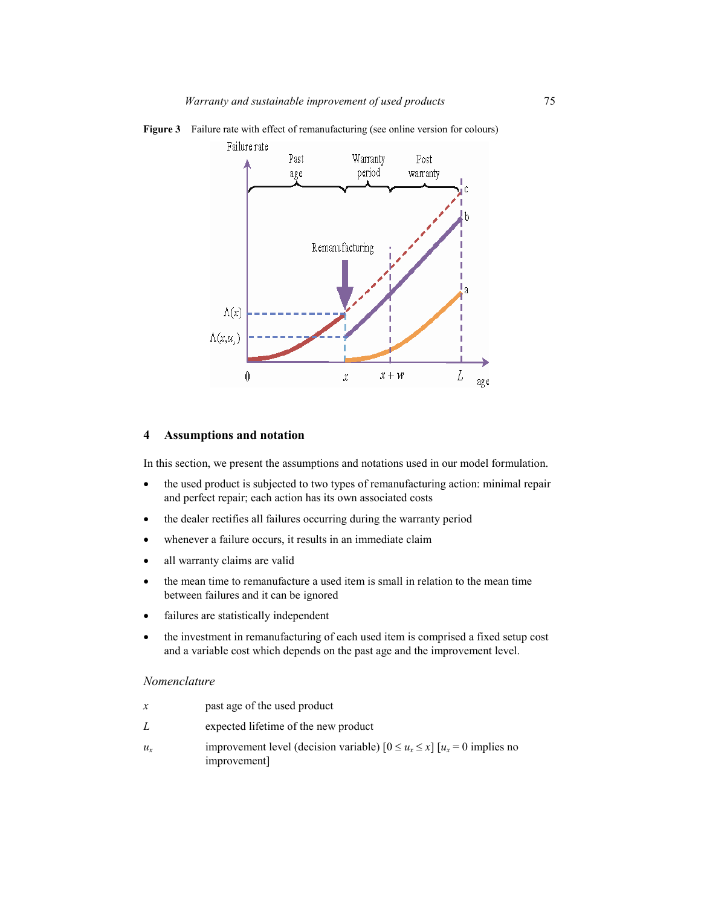**Figure 3** Failure rate with effect of remanufacturing (see online version for colours)

## 4 Assumptions and notation

In this section, we present the assumptions and notations used in our model formulation.

- the used product is subjected to two types of remanufacturing action: minimal repair and perfect repair; each action has its own associated costs
- the dealer rectifies all failures occurring during the warranty period
- whenever a failure occurs, it results in an immediate claim
- all warranty claims are valid
- the mean time to remanufacture a used item is small in relation to the mean time between failures and it can be ignored
- failures are statistically independent
- the investment in remanufacturing of each used item is comprised a fixed setup cost and a variable cost which depends on the past age and the improvement level.

*Nomenclature*

| | |
|---|---|
| $x$ | past age of the used product |
| $L$ | expected lifetime of the new product |
| $u_x$ | improvement level (decision variable) $[0 \le u_x \le x]$ [$u_x = 0$ implies no improvement] |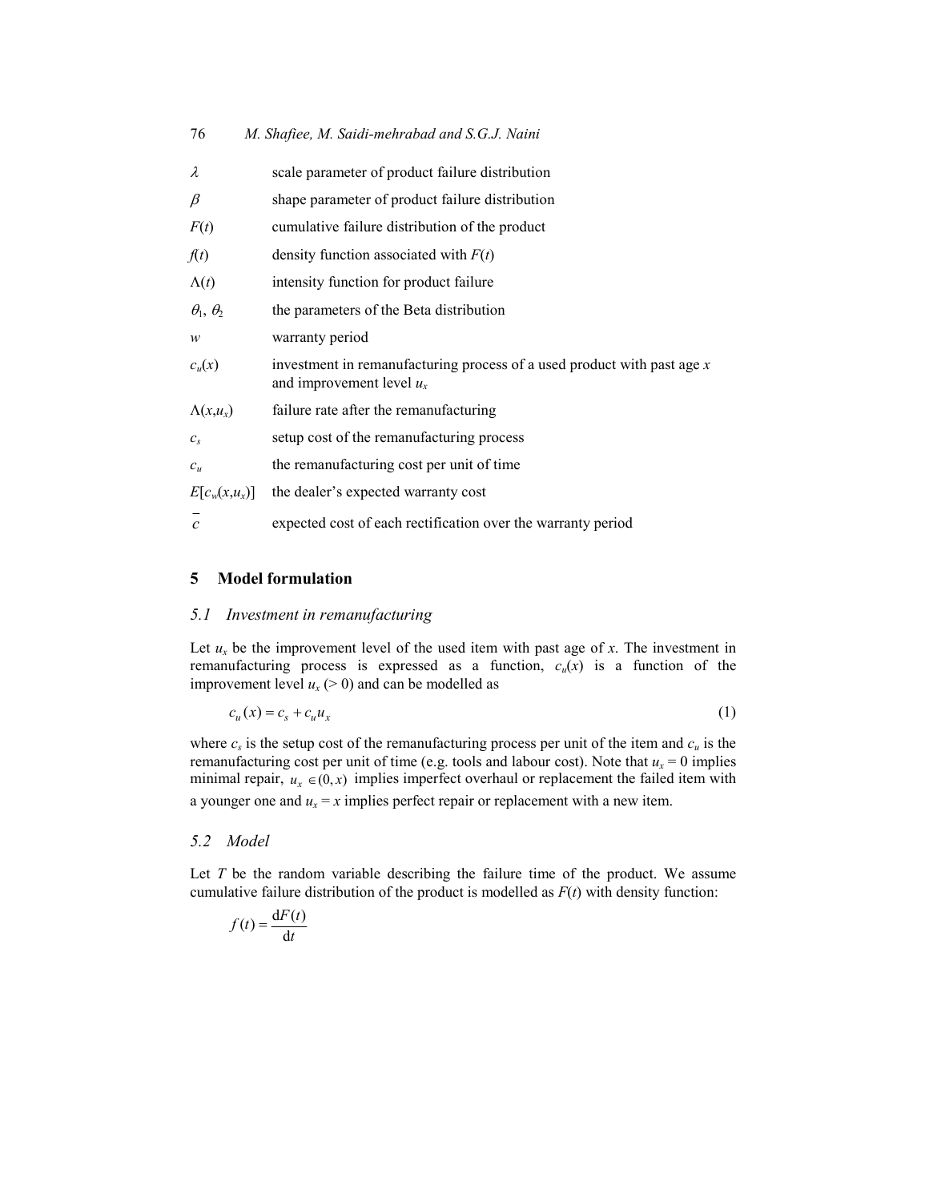| | |
|---|---|
| $\lambda$ | scale parameter of product failure distribution |
| $\beta$ | shape parameter of product failure distribution |
| $F(t)$ | cumulative failure distribution of the product |
| $f(t)$ | density function associated with $F(t)$ |
| $\Lambda(t)$ | intensity function for product failure |
| $\theta_1$, $\theta_2$ | the parameters of the Beta distribution |
| $w$ | warranty period |
| $c_u(x)$ | investment in remanufacturing process of a used product with past age $x$ and improvement level $u_x$ |
| $\Lambda(x,u_x)$ | failure rate after the remanufacturing |
| $c_s$ | setup cost of the remanufacturing process |
| $c_u$ | the remanufacturing cost per unit of time |
| $E[c_w(x,u_x)]$ | the dealer's expected warranty cost |
| $\bar{c}$ | expected cost of each rectification over the warranty period |

## 5 Model formulation

### 5.1 Investment in remanufacturing

Let $u_x$ be the improvement level of the used item with past age of $x$. The investment in remanufacturing process is expressed as a function, $c_u(x)$ is a function of the improvement level $u_x$ (> 0) and can be modelled as

$$c_u(x) = c_s + c_u u_x \tag{1}$$

where $c_s$ is the setup cost of the remanufacturing process per unit of the item and $c_u$ is the remanufacturing cost per unit of time (e.g. tools and labour cost). Note that $u_x = 0$ implies minimal repair, $u_x \in (0, x)$ implies imperfect overhaul or replacement the failed item with a younger one and $u_x = x$ implies perfect repair or replacement with a new item.

### 5.2 Model

Let $T$ be the random variable describing the failure time of the product. We assume cumulative failure distribution of the product is modelled as $F(t)$ with density function:

$$f(t) = \frac{\mathrm{d}F(t)}{\mathrm{d}t}$$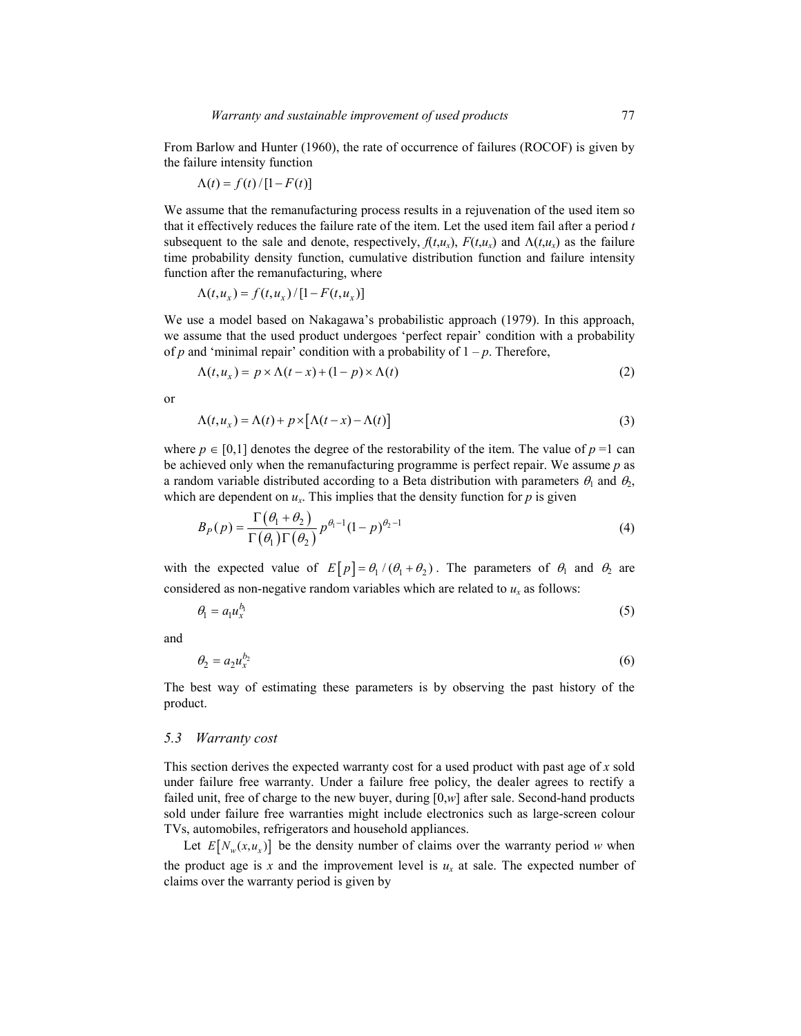From Barlow and Hunter (1960), the rate of occurrence of failures (ROCOF) is given by the failure intensity function

$$\Lambda(t) = f(t)/[1 - F(t)]$$

We assume that the remanufacturing process results in a rejuvenation of the used item so that it effectively reduces the failure rate of the item. Let the used item fail after a period $t$ subsequent to the sale and denote, respectively, $f(t,u_x)$, $F(t,u_x)$ and $\Lambda(t,u_x)$ as the failure time probability density function, cumulative distribution function and failure intensity function after the remanufacturing, where

$$\Lambda(t,u_x) = f(t,u_x)/[1 - F(t,u_x)]$$

We use a model based on Nakagawa's probabilistic approach (1979). In this approach, we assume that the used product undergoes 'perfect repair' condition with a probability of $p$ and 'minimal repair' condition with a probability of $1 - p$. Therefore,

$$\Lambda(t,u_x) = p \times \Lambda(t - x) + (1 - p) \times \Lambda(t) \tag{2}$$

or

$$\Lambda(t,u_x) = \Lambda(t) + p \times \left[\Lambda(t - x) - \Lambda(t)\right] \tag{3}$$

where $p \in [0,1]$ denotes the degree of the restorability of the item. The value of $p = 1$ can be achieved only when the remanufacturing programme is perfect repair. We assume $p$ as a random variable distributed according to a Beta distribution with parameters $\theta_1$ and $\theta_2$, which are dependent on $u_x$. This implies that the density function for $p$ is given

$$B_P(p) = \frac{\Gamma(\theta_1 + \theta_2)}{\Gamma(\theta_1)\Gamma(\theta_2)} p^{\theta_1 - 1}(1 - p)^{\theta_2 - 1} \tag{4}$$

with the expected value of $E[p] = \theta_1/(\theta_1 + \theta_2)$. The parameters of $\theta_1$ and $\theta_2$ are considered as non-negative random variables which are related to $u_x$ as follows:

$$\theta_1 = a_1 u_x^{b_1} \tag{5}$$

and

$$\theta_2 = a_2 u_x^{b_2} \tag{6}$$

The best way of estimating these parameters is by observing the past history of the product.

### 5.3 Warranty cost

This section derives the expected warranty cost for a used product with past age of $x$ sold under failure free warranty. Under a failure free policy, the dealer agrees to rectify a failed unit, free of charge to the new buyer, during $[0,w]$ after sale. Second-hand products sold under failure free warranties might include electronics such as large-screen colour TVs, automobiles, refrigerators and household appliances.

Let $E\left[N_w(x,u_x)\right]$ be the density number of claims over the warranty period $w$ when the product age is $x$ and the improvement level is $u_x$ at sale. The expected number of claims over the warranty period is given by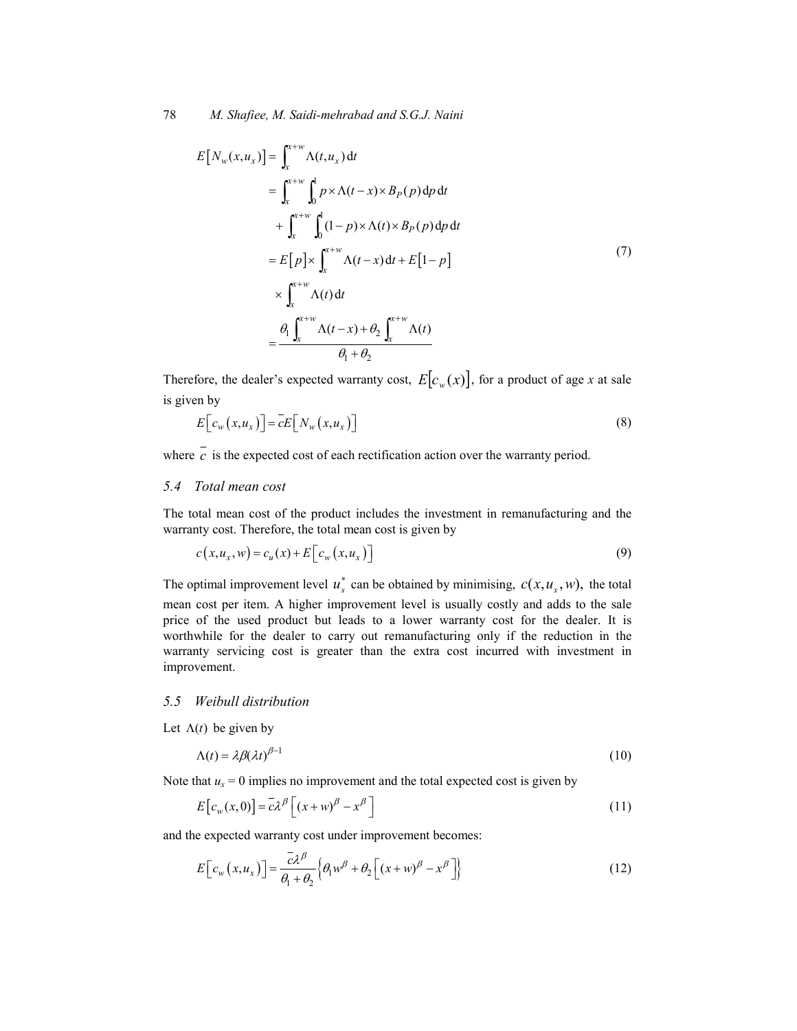$$
\begin{aligned}
E\left[N_w(x,u_x)\right] &= \int_x^{x+w} \Lambda(t,u_x)\,\mathrm{d}t \\
&= \int_x^{x+w} \int_0^1 p \times \Lambda(t-x) \times B_P(p)\,\mathrm{d}p\,\mathrm{d}t \\
&\quad + \int_x^{x+w} \int_0^1 (1-p) \times \Lambda(t) \times B_P(p)\,\mathrm{d}p\,\mathrm{d}t \\
&= E\left[p\right] \times \int_x^{x+w} \Lambda(t-x)\,\mathrm{d}t + E\left[1-p\right] \\
&\quad \times \int_x^{x+w} \Lambda(t)\,\mathrm{d}t \\
&= \frac{\theta_1 \int_x^{x+w} \Lambda(t-x) + \theta_2 \int_x^{x+w} \Lambda(t)}{\theta_1 + \theta_2}
\end{aligned}
\tag{7}
$$

Therefore, the dealer's expected warranty cost, $E\left[c_w(x)\right]$, for a product of age $x$ at sale is given by

$$
E\left[c_w\left(x,u_x\right)\right] = \bar{c}E\left[N_w\left(x,u_x\right)\right] \tag{8}
$$

where $\bar{c}$ is the expected cost of each rectification action over the warranty period.

### 5.4 Total mean cost

The total mean cost of the product includes the investment in remanufacturing and the warranty cost. Therefore, the total mean cost is given by

$$
c\left(x,u_x,w\right) = c_u(x) + E\left[c_w\left(x,u_x\right)\right] \tag{9}
$$

The optimal improvement level $u_x^*$ can be obtained by minimising, $c(x,u_x,w)$, the total mean cost per item. A higher improvement level is usually costly and adds to the sale price of the used product but leads to a lower warranty cost for the dealer. It is worthwhile for the dealer to carry out remanufacturing only if the reduction in the warranty servicing cost is greater than the extra cost incurred with investment in improvement.

### 5.5 Weibull distribution

Let $\Lambda(t)$ be given by

$$
\Lambda(t) = \lambda\beta(\lambda t)^{\beta-1} \tag{10}
$$

Note that $u_x = 0$ implies no improvement and the total expected cost is given by

$$
E\left[c_w(x,0)\right] = \bar{c}\lambda^{\beta}\left[(x+w)^{\beta} - x^{\beta}\right] \tag{11}
$$

and the expected warranty cost under improvement becomes:

$$
E\left[c_w\left(x,u_x\right)\right] = \frac{\bar{c}\lambda^{\beta}}{\theta_1+\theta_2}\left\{\theta_1 w^{\beta} + \theta_2\left[(x+w)^{\beta} - x^{\beta}\right]\right\} \tag{12}
$$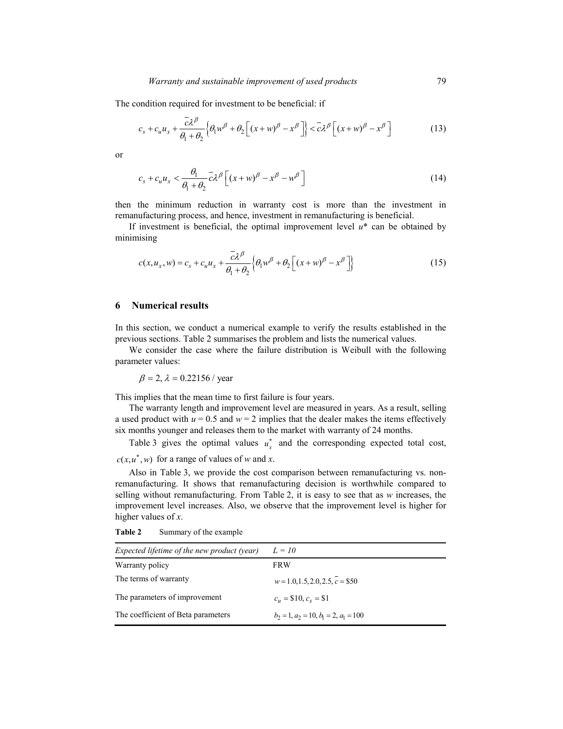The condition required for investment to be beneficial: if

$$c_s + c_u u_x + \frac{\bar{c}\lambda^\beta}{\theta_1 + \theta_2}\left\{\theta_1 w^\beta + \theta_2\left[(x+w)^\beta - x^\beta\right]\right\} < \bar{c}\lambda^\beta\left[(x+w)^\beta - x^\beta\right] \tag{13}$$

or

$$c_s + c_u u_x < \frac{\theta_1}{\theta_1 + \theta_2}\bar{c}\lambda^\beta\left[(x+w)^\beta - x^\beta - w^\beta\right] \tag{14}$$

then the minimum reduction in warranty cost is more than the investment in remanufacturing process, and hence, investment in remanufacturing is beneficial.

If investment is beneficial, the optimal improvement level $u^*$ can be obtained by minimising

$$c(x, u_x, w) = c_s + c_u u_x + \frac{\bar{c}\lambda^\beta}{\theta_1 + \theta_2}\left\{\theta_1 w^\beta + \theta_2\left[(x+w)^\beta - x^\beta\right]\right\} \tag{15}$$

## 6 Numerical results

In this section, we conduct a numerical example to verify the results established in the previous sections. Table 2 summarises the problem and lists the numerical values.

We consider the case where the failure distribution is Weibull with the following parameter values:

$\beta = 2, \lambda = 0.22156$ / year

This implies that the mean time to first failure is four years.

The warranty length and improvement level are measured in years. As a result, selling a used product with $u = 0.5$ and $w = 2$ implies that the dealer makes the items effectively six months younger and releases them to the market with warranty of 24 months.

Table 3 gives the optimal values $u_x^*$ and the corresponding expected total cost, $c(x, u^*, w)$ for a range of values of $w$ and $x$.

Also in Table 3, we provide the cost comparison between remanufacturing vs. non-remanufacturing. It shows that remanufacturing decision is worthwhile compared to selling without remanufacturing. From Table 2, it is easy to see that as $w$ increases, the improvement level increases. Also, we observe that the improvement level is higher for higher values of $x$.

**Table 2** Summary of the example

| *Expected lifetime of the new product (year)* | *L = 10* |
|---|---|
| Warranty policy | FRW |
| The terms of warranty | $w = 1.0, 1.5, 2.0, 2.5, \bar{c} = \$50$ |
| The parameters of improvement | $c_u = \$10, c_s = \$1$ |
| The coefficient of Beta parameters | $b_2 = 1, a_2 = 10, b_1 = 2, a_1 = 100$ |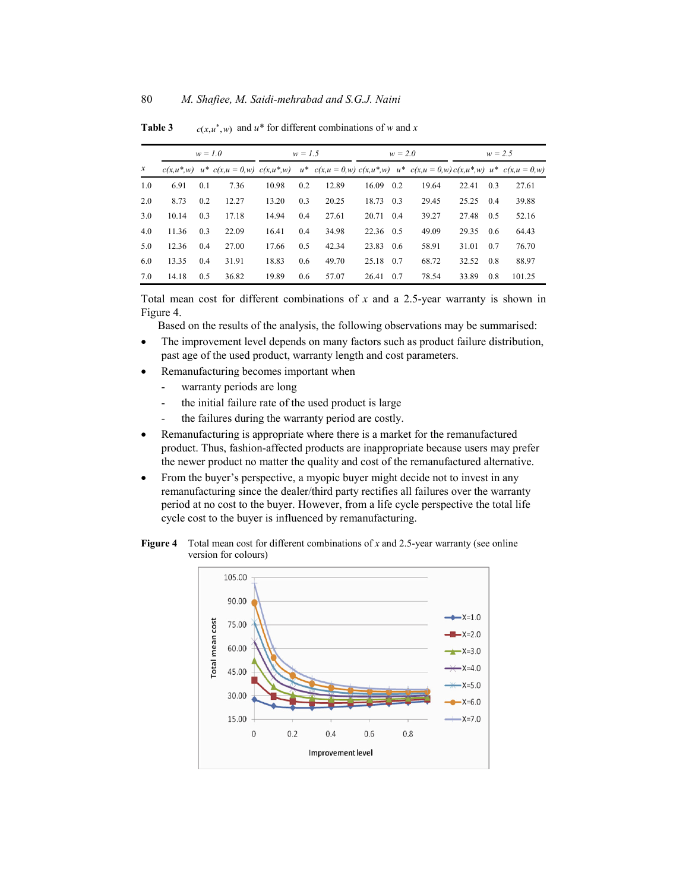**Table 3** $c(x,u^*,w)$ and $u^*$ for different combinations of $w$ and $x$

| $x$ | $w = 1.0$ | | | $w = 1.5$ | | | $w = 2.0$ | | | $w = 2.5$ | | |
|---|---|---|---|---|---|---|---|---|---|---|---|---|
| | $c(x,u^*,w)$ | $u^*$ | $c(x,u = 0,w)$ | $c(x,u^*,w)$ | $u^*$ | $c(x,u = 0,w)$ | $c(x,u^*,w)$ | $u^*$ | $c(x,u = 0,w)$ | $c(x,u^*,w)$ | $u^*$ | $c(x,u = 0,w)$ |
| 1.0 | 6.91 | 0.1 | 7.36 | 10.98 | 0.2 | 12.89 | 16.09 | 0.2 | 19.64 | 22.41 | 0.3 | 27.61 |
| 2.0 | 8.73 | 0.2 | 12.27 | 13.20 | 0.3 | 20.25 | 18.73 | 0.3 | 29.45 | 25.25 | 0.4 | 39.88 |
| 3.0 | 10.14 | 0.3 | 17.18 | 14.94 | 0.4 | 27.61 | 20.71 | 0.4 | 39.27 | 27.48 | 0.5 | 52.16 |
| 4.0 | 11.36 | 0.3 | 22.09 | 16.41 | 0.4 | 34.98 | 22.36 | 0.5 | 49.09 | 29.35 | 0.6 | 64.43 |
| 5.0 | 12.36 | 0.4 | 27.00 | 17.66 | 0.5 | 42.34 | 23.83 | 0.6 | 58.91 | 31.01 | 0.7 | 76.70 |
| 6.0 | 13.35 | 0.4 | 31.91 | 18.83 | 0.6 | 49.70 | 25.18 | 0.7 | 68.72 | 32.52 | 0.8 | 88.97 |
| 7.0 | 14.18 | 0.5 | 36.82 | 19.89 | 0.6 | 57.07 | 26.41 | 0.7 | 78.54 | 33.89 | 0.8 | 101.25 |

Total mean cost for different combinations of $x$ and a 2.5-year warranty is shown in Figure 4.

Based on the results of the analysis, the following observations may be summarised:

- The improvement level depends on many factors such as product failure distribution, past age of the used product, warranty length and cost parameters.
- Remanufacturing becomes important when
  - warranty periods are long
  - the initial failure rate of the used product is large
  - the failures during the warranty period are costly.
- Remanufacturing is appropriate where there is a market for the remanufactured product. Thus, fashion-affected products are inappropriate because users may prefer the newer product no matter the quality and cost of the remanufactured alternative.
- From the buyer's perspective, a myopic buyer might decide not to invest in any remanufacturing since the dealer/third party rectifies all failures over the warranty period at no cost to the buyer. However, from a life cycle perspective the total life cycle cost to the buyer is influenced by remanufacturing.

**Figure 4** Total mean cost for different combinations of $x$ and 2.5-year warranty (see online version for colours)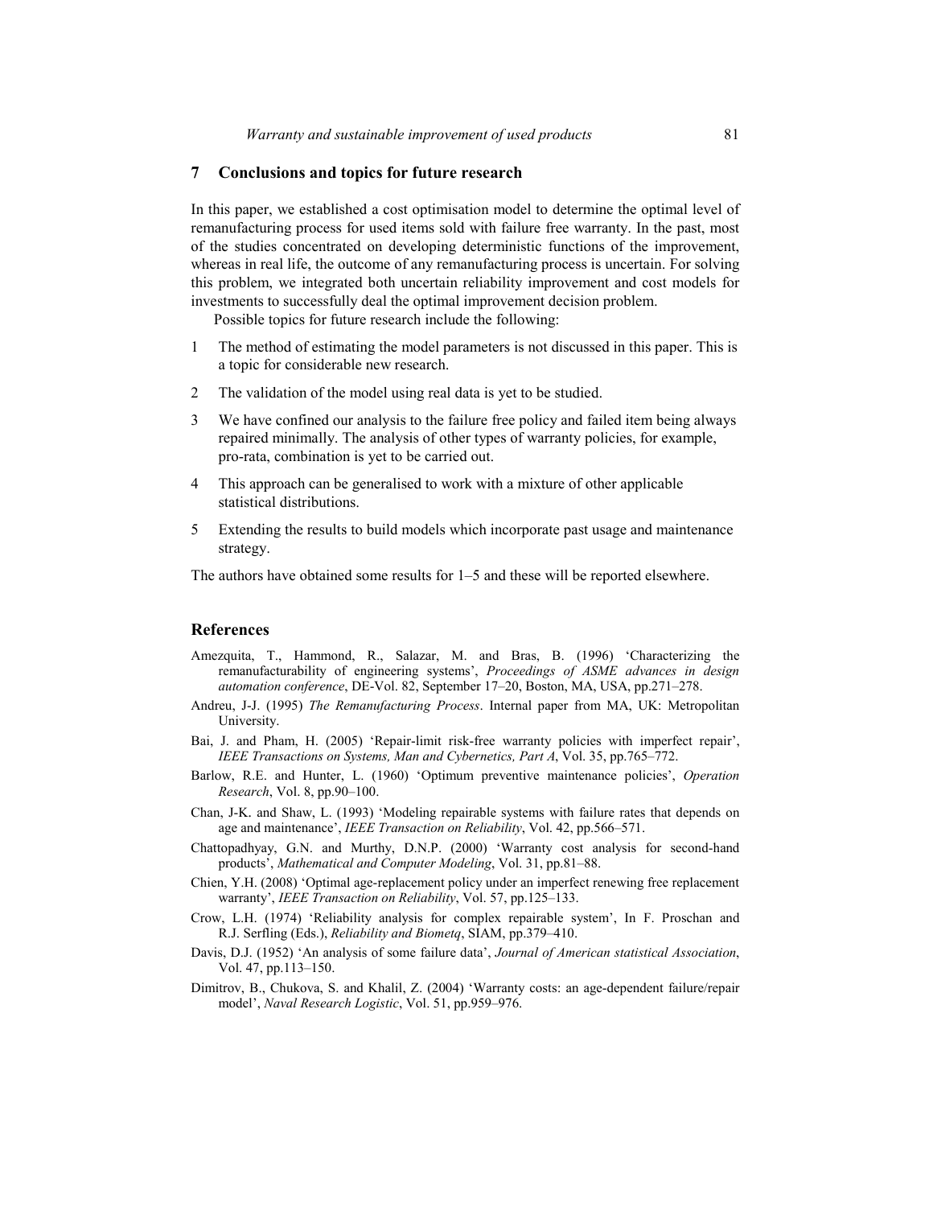## 7 Conclusions and topics for future research

In this paper, we established a cost optimisation model to determine the optimal level of remanufacturing process for used items sold with failure free warranty. In the past, most of the studies concentrated on developing deterministic functions of the improvement, whereas in real life, the outcome of any remanufacturing process is uncertain. For solving this problem, we integrated both uncertain reliability improvement and cost models for investments to successfully deal the optimal improvement decision problem.

Possible topics for future research include the following:

1. The method of estimating the model parameters is not discussed in this paper. This is a topic for considerable new research.
2. The validation of the model using real data is yet to be studied.
3. We have confined our analysis to the failure free policy and failed item being always repaired minimally. The analysis of other types of warranty policies, for example, pro-rata, combination is yet to be carried out.
4. This approach can be generalised to work with a mixture of other applicable statistical distributions.
5. Extending the results to build models which incorporate past usage and maintenance strategy.

The authors have obtained some results for 1–5 and these will be reported elsewhere.

## References

Amezquita, T., Hammond, R., Salazar, M. and Bras, B. (1996) 'Characterizing the remanufacturability of engineering systems', *Proceedings of ASME advances in design automation conference*, DE-Vol. 82, September 17–20, Boston, MA, USA, pp.271–278.

Andreu, J-J. (1995) *The Remanufacturing Process*. Internal paper from MA, UK: Metropolitan University.

Bai, J. and Pham, H. (2005) 'Repair-limit risk-free warranty policies with imperfect repair', *IEEE Transactions on Systems, Man and Cybernetics, Part A*, Vol. 35, pp.765–772.

Barlow, R.E. and Hunter, L. (1960) 'Optimum preventive maintenance policies', *Operation Research*, Vol. 8, pp.90–100.

Chan, J-K. and Shaw, L. (1993) 'Modeling repairable systems with failure rates that depends on age and maintenance', *IEEE Transaction on Reliability*, Vol. 42, pp.566–571.

Chattopadhyay, G.N. and Murthy, D.N.P. (2000) 'Warranty cost analysis for second-hand products', *Mathematical and Computer Modeling*, Vol. 31, pp.81–88.

Chien, Y.H. (2008) 'Optimal age-replacement policy under an imperfect renewing free replacement warranty', *IEEE Transaction on Reliability*, Vol. 57, pp.125–133.

Crow, L.H. (1974) 'Reliability analysis for complex repairable system', In F. Proschan and R.J. Serfling (Eds.), *Reliability and Biometq*, SIAM, pp.379–410.

Davis, D.J. (1952) 'An analysis of some failure data', *Journal of American statistical Association*, Vol. 47, pp.113–150.

Dimitrov, B., Chukova, S. and Khalil, Z. (2004) 'Warranty costs: an age-dependent failure/repair model', *Naval Research Logistic*, Vol. 51, pp.959–976.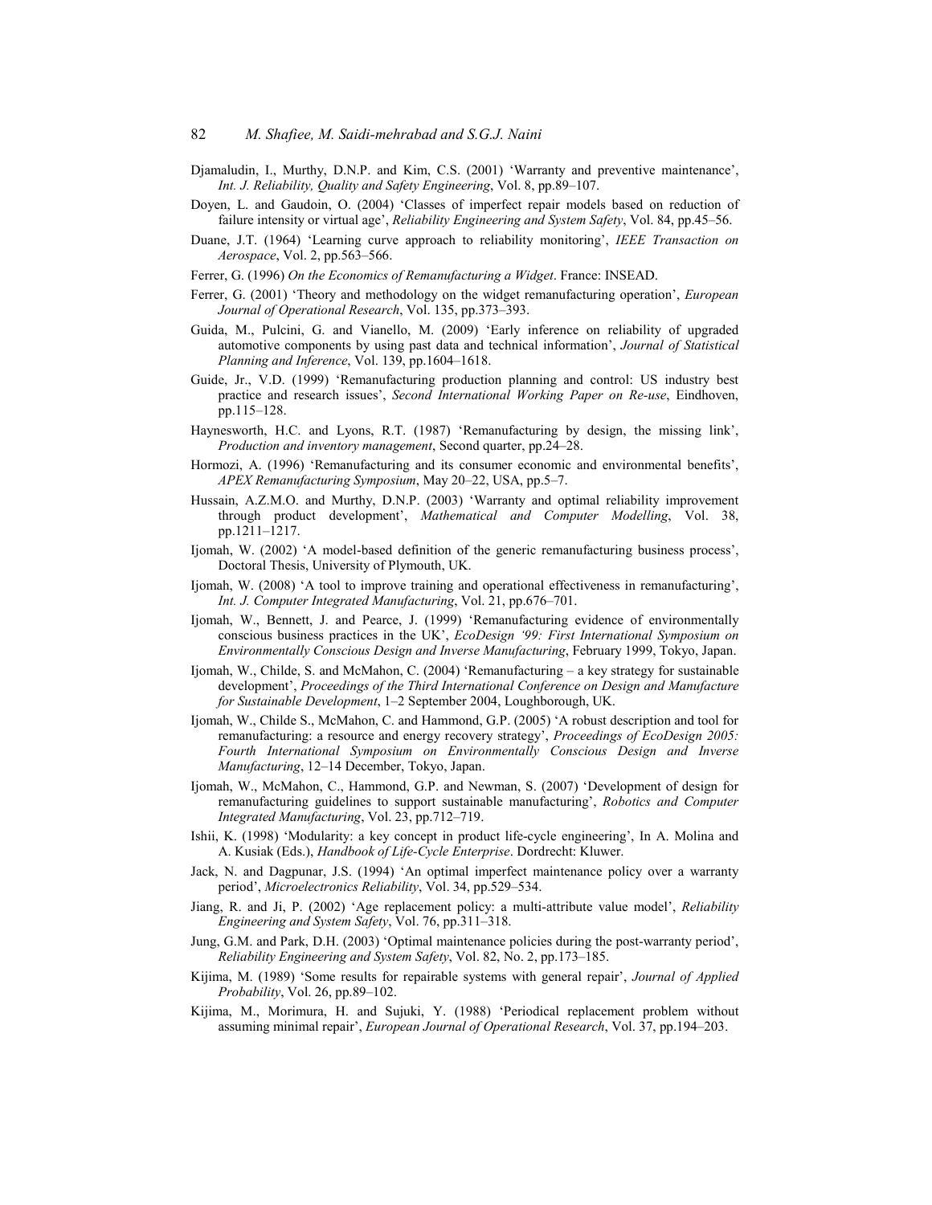Djamaludin, I., Murthy, D.N.P. and Kim, C.S. (2001) 'Warranty and preventive maintenance', *Int. J. Reliability, Quality and Safety Engineering*, Vol. 8, pp.89–107.

Doyen, L. and Gaudoin, O. (2004) 'Classes of imperfect repair models based on reduction of failure intensity or virtual age', *Reliability Engineering and System Safety*, Vol. 84, pp.45–56.

Duane, J.T. (1964) 'Learning curve approach to reliability monitoring', *IEEE Transaction on Aerospace*, Vol. 2, pp.563–566.

Ferrer, G. (1996) *On the Economics of Remanufacturing a Widget*. France: INSEAD.

Ferrer, G. (2001) 'Theory and methodology on the widget remanufacturing operation', *European Journal of Operational Research*, Vol. 135, pp.373–393.

Guida, M., Pulcini, G. and Vianello, M. (2009) 'Early inference on reliability of upgraded automotive components by using past data and technical information', *Journal of Statistical Planning and Inference*, Vol. 139, pp.1604–1618.

Guide, Jr., V.D. (1999) 'Remanufacturing production planning and control: US industry best practice and research issues', *Second International Working Paper on Re-use*, Eindhoven, pp.115–128.

Haynesworth, H.C. and Lyons, R.T. (1987) 'Remanufacturing by design, the missing link', *Production and inventory management*, Second quarter, pp.24–28.

Hormozi, A. (1996) 'Remanufacturing and its consumer economic and environmental benefits', *APEX Remanufacturing Symposium*, May 20–22, USA, pp.5–7.

Hussain, A.Z.M.O. and Murthy, D.N.P. (2003) 'Warranty and optimal reliability improvement through product development', *Mathematical and Computer Modelling*, Vol. 38, pp.1211–1217.

Ijomah, W. (2002) 'A model-based definition of the generic remanufacturing business process', Doctoral Thesis, University of Plymouth, UK.

Ijomah, W. (2008) 'A tool to improve training and operational effectiveness in remanufacturing', *Int. J. Computer Integrated Manufacturing*, Vol. 21, pp.676–701.

Ijomah, W., Bennett, J. and Pearce, J. (1999) 'Remanufacturing evidence of environmentally conscious business practices in the UK', *EcoDesign '99: First International Symposium on Environmentally Conscious Design and Inverse Manufacturing*, February 1999, Tokyo, Japan.

Ijomah, W., Childe, S. and McMahon, C. (2004) 'Remanufacturing – a key strategy for sustainable development', *Proceedings of the Third International Conference on Design and Manufacture for Sustainable Development*, 1–2 September 2004, Loughborough, UK.

Ijomah, W., Childe S., McMahon, C. and Hammond, G.P. (2005) 'A robust description and tool for remanufacturing: a resource and energy recovery strategy', *Proceedings of EcoDesign 2005: Fourth International Symposium on Environmentally Conscious Design and Inverse Manufacturing*, 12–14 December, Tokyo, Japan.

Ijomah, W., McMahon, C., Hammond, G.P. and Newman, S. (2007) 'Development of design for remanufacturing guidelines to support sustainable manufacturing', *Robotics and Computer Integrated Manufacturing*, Vol. 23, pp.712–719.

Ishii, K. (1998) 'Modularity: a key concept in product life-cycle engineering', In A. Molina and A. Kusiak (Eds.), *Handbook of Life-Cycle Enterprise*. Dordrecht: Kluwer.

Jack, N. and Dagpunar, J.S. (1994) 'An optimal imperfect maintenance policy over a warranty period', *Microelectronics Reliability*, Vol. 34, pp.529–534.

Jiang, R. and Ji, P. (2002) 'Age replacement policy: a multi-attribute value model', *Reliability Engineering and System Safety*, Vol. 76, pp.311–318.

Jung, G.M. and Park, D.H. (2003) 'Optimal maintenance policies during the post-warranty period', *Reliability Engineering and System Safety*, Vol. 82, No. 2, pp.173–185.

Kijima, M. (1989) 'Some results for repairable systems with general repair', *Journal of Applied Probability*, Vol. 26, pp.89–102.

Kijima, M., Morimura, H. and Sujuki, Y. (1988) 'Periodical replacement problem without assuming minimal repair', *European Journal of Operational Research*, Vol. 37, pp.194–203.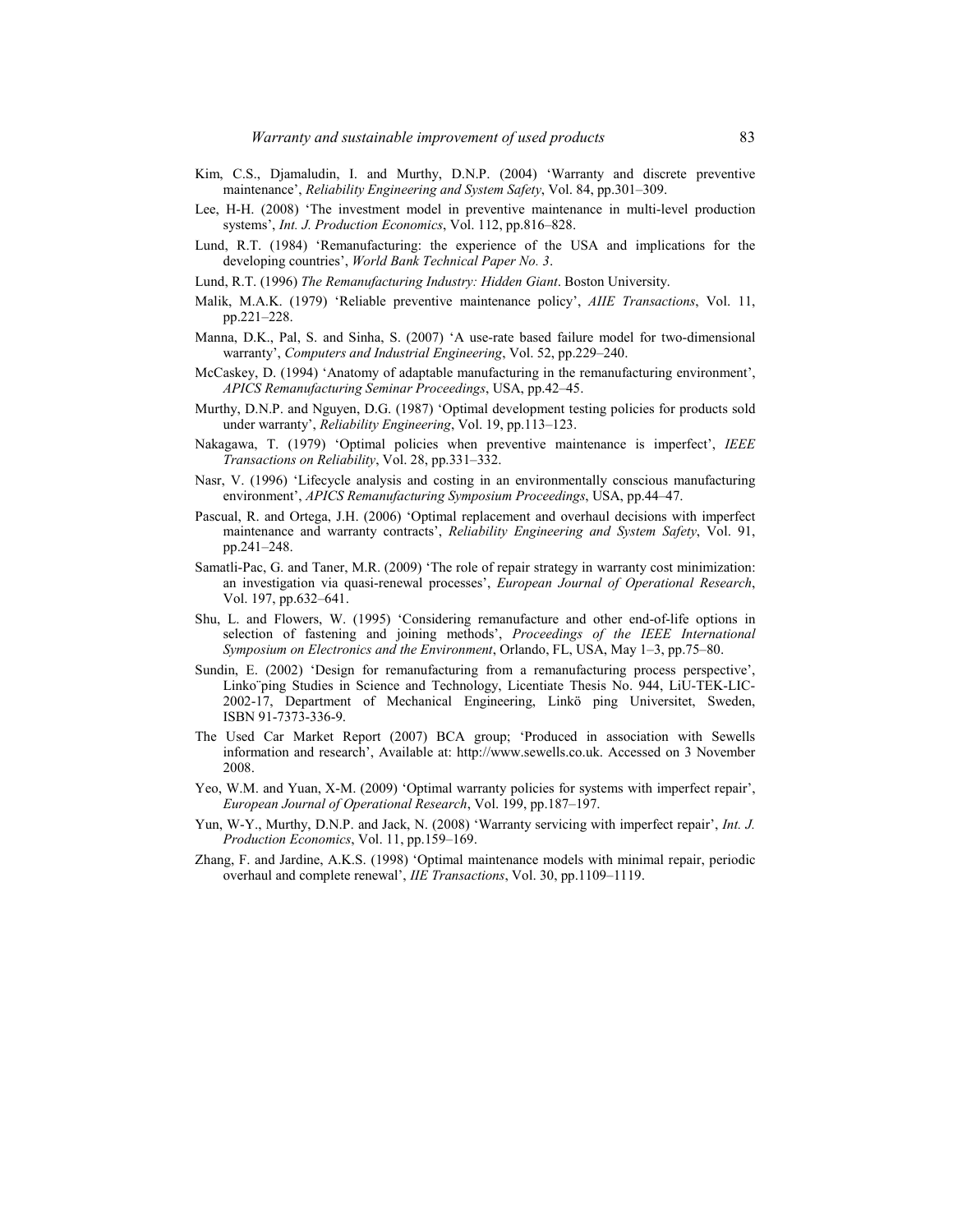Kim, C.S., Djamaludin, I. and Murthy, D.N.P. (2004) 'Warranty and discrete preventive maintenance', *Reliability Engineering and System Safety*, Vol. 84, pp.301–309.

Lee, H-H. (2008) 'The investment model in preventive maintenance in multi-level production systems', *Int. J. Production Economics*, Vol. 112, pp.816–828.

Lund, R.T. (1984) 'Remanufacturing: the experience of the USA and implications for the developing countries', *World Bank Technical Paper No. 3*.

Lund, R.T. (1996) *The Remanufacturing Industry: Hidden Giant*. Boston University.

Malik, M.A.K. (1979) 'Reliable preventive maintenance policy', *AIIE Transactions*, Vol. 11, pp.221–228.

Manna, D.K., Pal, S. and Sinha, S. (2007) 'A use-rate based failure model for two-dimensional warranty', *Computers and Industrial Engineering*, Vol. 52, pp.229–240.

McCaskey, D. (1994) 'Anatomy of adaptable manufacturing in the remanufacturing environment', *APICS Remanufacturing Seminar Proceedings*, USA, pp.42–45.

Murthy, D.N.P. and Nguyen, D.G. (1987) 'Optimal development testing policies for products sold under warranty', *Reliability Engineering*, Vol. 19, pp.113–123.

Nakagawa, T. (1979) 'Optimal policies when preventive maintenance is imperfect', *IEEE Transactions on Reliability*, Vol. 28, pp.331–332.

Nasr, V. (1996) 'Lifecycle analysis and costing in an environmentally conscious manufacturing environment', *APICS Remanufacturing Symposium Proceedings*, USA, pp.44–47.

Pascual, R. and Ortega, J.H. (2006) 'Optimal replacement and overhaul decisions with imperfect maintenance and warranty contracts', *Reliability Engineering and System Safety*, Vol. 91, pp.241–248.

Samatli-Pac, G. and Taner, M.R. (2009) 'The role of repair strategy in warranty cost minimization: an investigation via quasi-renewal processes', *European Journal of Operational Research*, Vol. 197, pp.632–641.

Shu, L. and Flowers, W. (1995) 'Considering remanufacture and other end-of-life options in selection of fastening and joining methods', *Proceedings of the IEEE International Symposium on Electronics and the Environment*, Orlando, FL, USA, May 1–3, pp.75–80.

Sundin, E. (2002) 'Design for remanufacturing from a remanufacturing process perspective', Linko¨ping Studies in Science and Technology, Licentiate Thesis No. 944, LiU-TEK-LIC-2002-17, Department of Mechanical Engineering, Linkö ping Universitet, Sweden, ISBN 91-7373-336-9.

The Used Car Market Report (2007) BCA group; 'Produced in association with Sewells information and research', Available at: http://www.sewells.co.uk. Accessed on 3 November 2008.

Yeo, W.M. and Yuan, X-M. (2009) 'Optimal warranty policies for systems with imperfect repair', *European Journal of Operational Research*, Vol. 199, pp.187–197.

Yun, W-Y., Murthy, D.N.P. and Jack, N. (2008) 'Warranty servicing with imperfect repair', *Int. J. Production Economics*, Vol. 11, pp.159–169.

Zhang, F. and Jardine, A.K.S. (1998) 'Optimal maintenance models with minimal repair, periodic overhaul and complete renewal', *IIE Transactions*, Vol. 30, pp.1109–1119.